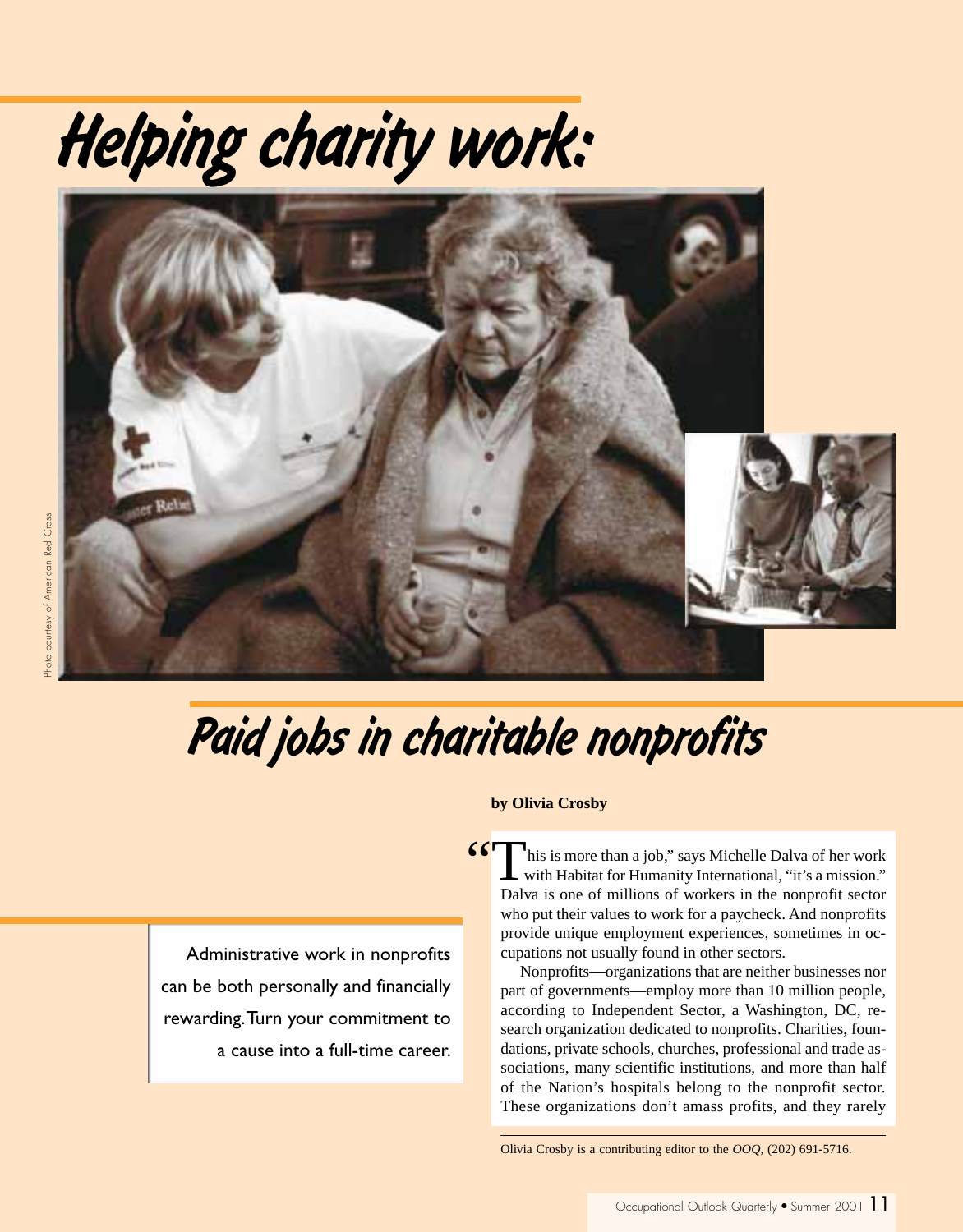# Helping charity work:

Photo courtesy of American Red Cross

## Paid jobs in charitable nonprofits

**by Olivia Crosby**

Administrative work in nonprofits can be both personally and financially rewarding. Turn your commitment to a cause into a full-time career.

"This is more than a job," says Michelle Dalva of her work with Habitat for Humanity International, "it's a mission." Dalva is one of millions of workers in the nonprofit sector who put their values to work for a paycheck. And nonprofits provide unique employment experiences, sometimes in occupations not usually found in other sectors.

Nonprofits—organizations that are neither businesses nor part of governments—employ more than 10 million people, according to Independent Sector, a Washington, DC, research organization dedicated to nonprofits. Charities, foundations, private schools, churches, professional and trade associations, many scientific institutions, and more than half of the Nation's hospitals belong to the nonprofit sector. These organizations don't amass profits, and they rarely

---

Olivia Crosby is a contributing editor to the *OOQ*, (202) 691-5716.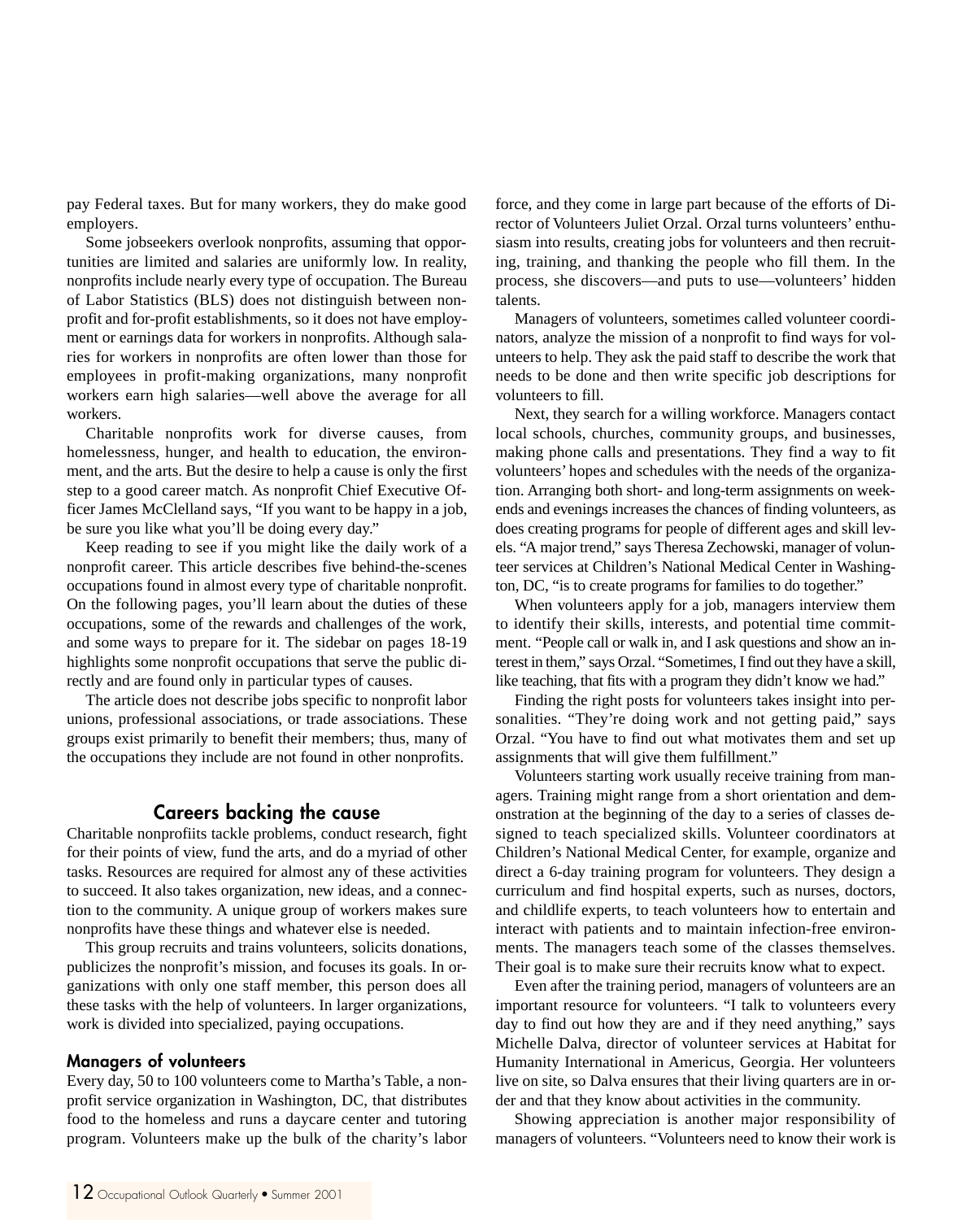pay Federal taxes. But for many workers, they do make good employers.

Some jobseekers overlook nonprofits, assuming that opportunities are limited and salaries are uniformly low. In reality, nonprofits include nearly every type of occupation. The Bureau of Labor Statistics (BLS) does not distinguish between nonprofit and for-profit establishments, so it does not have employment or earnings data for workers in nonprofits. Although salaries for workers in nonprofits are often lower than those for employees in profit-making organizations, many nonprofit workers earn high salaries—well above the average for all workers.

Charitable nonprofits work for diverse causes, from homelessness, hunger, and health to education, the environment, and the arts. But the desire to help a cause is only the first step to a good career match. As nonprofit Chief Executive Officer James McClelland says, "If you want to be happy in a job, be sure you like what you'll be doing every day."

Keep reading to see if you might like the daily work of a nonprofit career. This article describes five behind-the-scenes occupations found in almost every type of charitable nonprofit. On the following pages, you'll learn about the duties of these occupations, some of the rewards and challenges of the work, and some ways to prepare for it. The sidebar on pages 18-19 highlights some nonprofit occupations that serve the public directly and are found only in particular types of causes.

The article does not describe jobs specific to nonprofit labor unions, professional associations, or trade associations. These groups exist primarily to benefit their members; thus, many of the occupations they include are not found in other nonprofits.

## Careers backing the cause

Charitable nonprofiits tackle problems, conduct research, fight for their points of view, fund the arts, and do a myriad of other tasks. Resources are required for almost any of these activities to succeed. It also takes organization, new ideas, and a connection to the community. A unique group of workers makes sure nonprofits have these things and whatever else is needed.

This group recruits and trains volunteers, solicits donations, publicizes the nonprofit's mission, and focuses its goals. In organizations with only one staff member, this person does all these tasks with the help of volunteers. In larger organizations, work is divided into specialized, paying occupations.

### Managers of volunteers

Every day, 50 to 100 volunteers come to Martha's Table, a nonprofit service organization in Washington, DC, that distributes food to the homeless and runs a daycare center and tutoring program. Volunteers make up the bulk of the charity's labor force, and they come in large part because of the efforts of Director of Volunteers Juliet Orzal. Orzal turns volunteers' enthusiasm into results, creating jobs for volunteers and then recruiting, training, and thanking the people who fill them. In the process, she discovers—and puts to use—volunteers' hidden talents.

Managers of volunteers, sometimes called volunteer coordinators, analyze the mission of a nonprofit to find ways for volunteers to help. They ask the paid staff to describe the work that needs to be done and then write specific job descriptions for volunteers to fill.

Next, they search for a willing workforce. Managers contact local schools, churches, community groups, and businesses, making phone calls and presentations. They find a way to fit volunteers' hopes and schedules with the needs of the organization. Arranging both short- and long-term assignments on weekends and evenings increases the chances of finding volunteers, as does creating programs for people of different ages and skill levels. "A major trend," says Theresa Zechowski, manager of volunteer services at Children's National Medical Center in Washington, DC, "is to create programs for families to do together."

When volunteers apply for a job, managers interview them to identify their skills, interests, and potential time commitment. "People call or walk in, and I ask questions and show an interest in them," says Orzal. "Sometimes, I find out they have a skill, like teaching, that fits with a program they didn't know we had."

Finding the right posts for volunteers takes insight into personalities. "They're doing work and not getting paid," says Orzal. "You have to find out what motivates them and set up assignments that will give them fulfillment."

Volunteers starting work usually receive training from managers. Training might range from a short orientation and demonstration at the beginning of the day to a series of classes designed to teach specialized skills. Volunteer coordinators at Children's National Medical Center, for example, organize and direct a 6-day training program for volunteers. They design a curriculum and find hospital experts, such as nurses, doctors, and childlife experts, to teach volunteers how to entertain and interact with patients and to maintain infection-free environments. The managers teach some of the classes themselves. Their goal is to make sure their recruits know what to expect.

Even after the training period, managers of volunteers are an important resource for volunteers. "I talk to volunteers every day to find out how they are and if they need anything," says Michelle Dalva, director of volunteer services at Habitat for Humanity International in Americus, Georgia. Her volunteers live on site, so Dalva ensures that their living quarters are in order and that they know about activities in the community.

Showing appreciation is another major responsibility of managers of volunteers. "Volunteers need to know their work is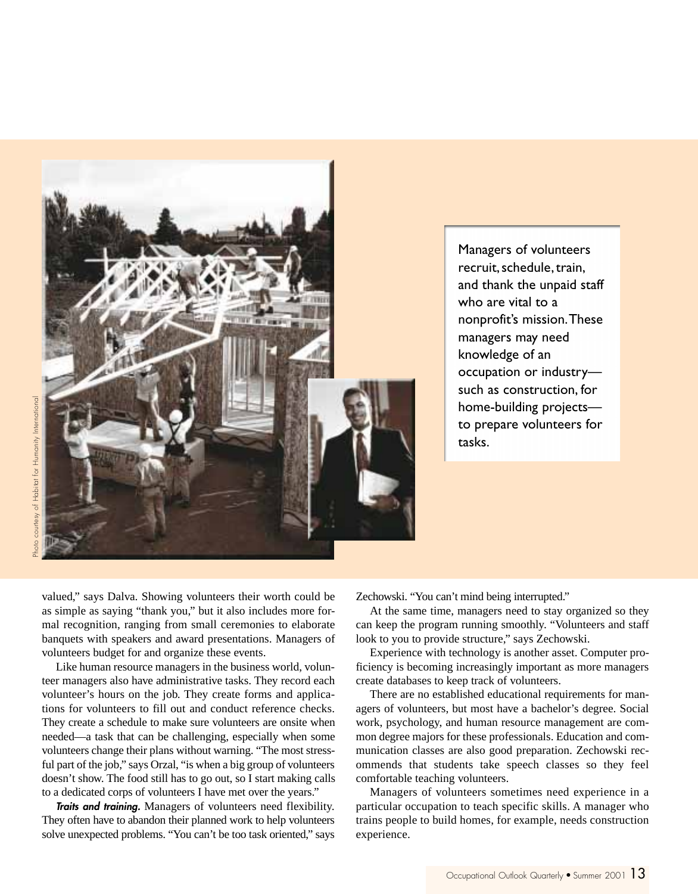Photo courtesy of Habitat for Humanity International

Managers of volunteers recruit, schedule, train, and thank the unpaid staff who are vital to a nonprofit's mission. These managers may need knowledge of an occupation or industry—such as construction, for home-building projects—to prepare volunteers for tasks.

valued," says Dalva. Showing volunteers their worth could be as simple as saying "thank you," but it also includes more formal recognition, ranging from small ceremonies to elaborate banquets with speakers and award presentations. Managers of volunteers budget for and organize these events.

Like human resource managers in the business world, volunteer managers also have administrative tasks. They record each volunteer's hours on the job. They create forms and applications for volunteers to fill out and conduct reference checks. They create a schedule to make sure volunteers are onsite when needed—a task that can be challenging, especially when some volunteers change their plans without warning. "The most stressful part of the job," says Orzal, "is when a big group of volunteers doesn't show. The food still has to go out, so I start making calls to a dedicated corps of volunteers I have met over the years."

***Traits and training.*** Managers of volunteers need flexibility. They often have to abandon their planned work to help volunteers solve unexpected problems. "You can't be too task oriented," says Zechowski. "You can't mind being interrupted."

At the same time, managers need to stay organized so they can keep the program running smoothly. "Volunteers and staff look to you to provide structure," says Zechowski.

Experience with technology is another asset. Computer proficiency is becoming increasingly important as more managers create databases to keep track of volunteers.

There are no established educational requirements for managers of volunteers, but most have a bachelor's degree. Social work, psychology, and human resource management are common degree majors for these professionals. Education and communication classes are also good preparation. Zechowski recommends that students take speech classes so they feel comfortable teaching volunteers.

Managers of volunteers sometimes need experience in a particular occupation to teach specific skills. A manager who trains people to build homes, for example, needs construction experience.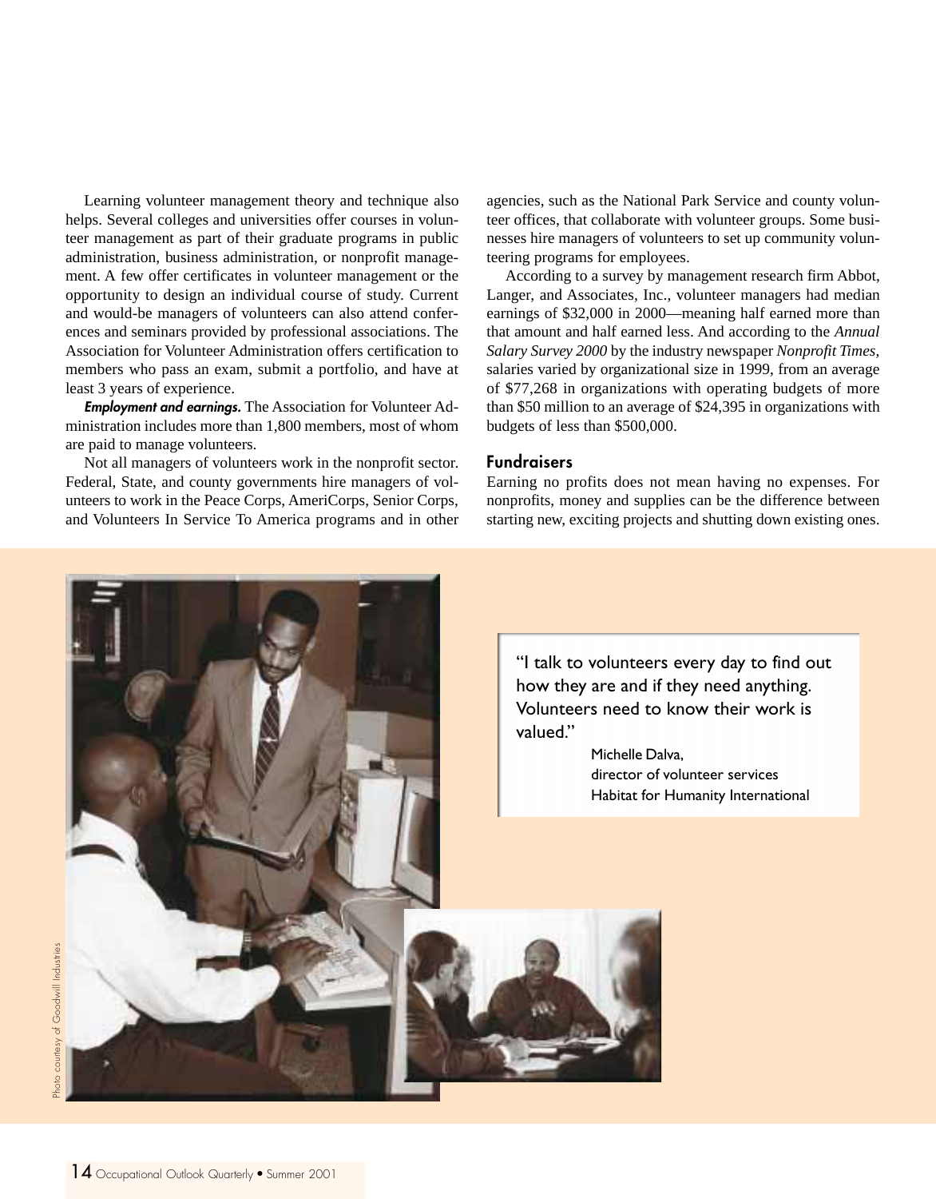Learning volunteer management theory and technique also helps. Several colleges and universities offer courses in volunteer management as part of their graduate programs in public administration, business administration, or nonprofit management. A few offer certificates in volunteer management or the opportunity to design an individual course of study. Current and would-be managers of volunteers can also attend conferences and seminars provided by professional associations. The Association for Volunteer Administration offers certification to members who pass an exam, submit a portfolio, and have at least 3 years of experience.

***Employment and earnings.*** The Association for Volunteer Administration includes more than 1,800 members, most of whom are paid to manage volunteers.

Not all managers of volunteers work in the nonprofit sector. Federal, State, and county governments hire managers of volunteers to work in the Peace Corps, AmeriCorps, Senior Corps, and Volunteers In Service To America programs and in other agencies, such as the National Park Service and county volunteer offices, that collaborate with volunteer groups. Some businesses hire managers of volunteers to set up community volunteering programs for employees.

According to a survey by management research firm Abbot, Langer, and Associates, Inc., volunteer managers had median earnings of $32,000 in 2000—meaning half earned more than that amount and half earned less. And according to the *Annual Salary Survey 2000* by the industry newspaper *Nonprofit Times*, salaries varied by organizational size in 1999, from an average of $77,268 in organizations with operating budgets of more than $50 million to an average of $24,395 in organizations with budgets of less than $500,000.

### Fundraisers

Earning no profits does not mean having no expenses. For nonprofits, money and supplies can be the difference between starting new, exciting projects and shutting down existing ones.

> "I talk to volunteers every day to find out how they are and if they need anything. Volunteers need to know their work is valued."
>
> Michelle Dalva,
> director of volunteer services
> Habitat for Humanity International

Photo courtesy of Goodwill Industries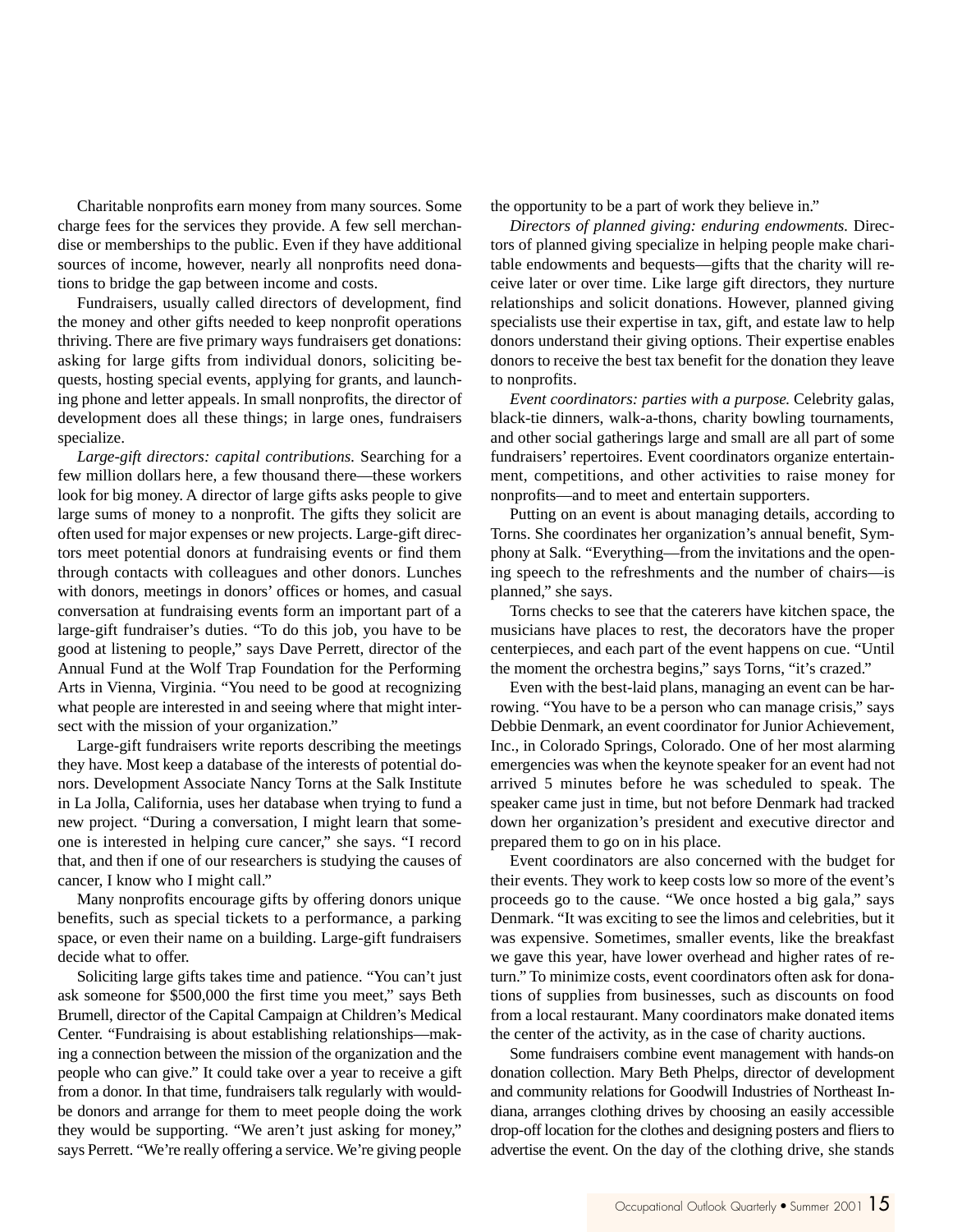Charitable nonprofits earn money from many sources. Some charge fees for the services they provide. A few sell merchandise or memberships to the public. Even if they have additional sources of income, however, nearly all nonprofits need donations to bridge the gap between income and costs.

Fundraisers, usually called directors of development, find the money and other gifts needed to keep nonprofit operations thriving. There are five primary ways fundraisers get donations: asking for large gifts from individual donors, soliciting bequests, hosting special events, applying for grants, and launching phone and letter appeals. In small nonprofits, the director of development does all these things; in large ones, fundraisers specialize.

*Large-gift directors: capital contributions.* Searching for a few million dollars here, a few thousand there—these workers look for big money. A director of large gifts asks people to give large sums of money to a nonprofit. The gifts they solicit are often used for major expenses or new projects. Large-gift directors meet potential donors at fundraising events or find them through contacts with colleagues and other donors. Lunches with donors, meetings in donors' offices or homes, and casual conversation at fundraising events form an important part of a large-gift fundraiser's duties. "To do this job, you have to be good at listening to people," says Dave Perrett, director of the Annual Fund at the Wolf Trap Foundation for the Performing Arts in Vienna, Virginia. "You need to be good at recognizing what people are interested in and seeing where that might intersect with the mission of your organization."

Large-gift fundraisers write reports describing the meetings they have. Most keep a database of the interests of potential donors. Development Associate Nancy Torns at the Salk Institute in La Jolla, California, uses her database when trying to fund a new project. "During a conversation, I might learn that someone is interested in helping cure cancer," she says. "I record that, and then if one of our researchers is studying the causes of cancer, I know who I might call."

Many nonprofits encourage gifts by offering donors unique benefits, such as special tickets to a performance, a parking space, or even their name on a building. Large-gift fundraisers decide what to offer.

Soliciting large gifts takes time and patience. "You can't just ask someone for $500,000 the first time you meet," says Beth Brumell, director of the Capital Campaign at Children's Medical Center. "Fundraising is about establishing relationships—making a connection between the mission of the organization and the people who can give." It could take over a year to receive a gift from a donor. In that time, fundraisers talk regularly with would-be donors and arrange for them to meet people doing the work they would be supporting. "We aren't just asking for money," says Perrett. "We're really offering a service. We're giving people the opportunity to be a part of work they believe in."

*Directors of planned giving: enduring endowments.* Directors of planned giving specialize in helping people make charitable endowments and bequests—gifts that the charity will receive later or over time. Like large gift directors, they nurture relationships and solicit donations. However, planned giving specialists use their expertise in tax, gift, and estate law to help donors understand their giving options. Their expertise enables donors to receive the best tax benefit for the donation they leave to nonprofits.

*Event coordinators: parties with a purpose.* Celebrity galas, black-tie dinners, walk-a-thons, charity bowling tournaments, and other social gatherings large and small are all part of some fundraisers' repertoires. Event coordinators organize entertainment, competitions, and other activities to raise money for nonprofits—and to meet and entertain supporters.

Putting on an event is about managing details, according to Torns. She coordinates her organization's annual benefit, Symphony at Salk. "Everything—from the invitations and the opening speech to the refreshments and the number of chairs—is planned," she says.

Torns checks to see that the caterers have kitchen space, the musicians have places to rest, the decorators have the proper centerpieces, and each part of the event happens on cue. "Until the moment the orchestra begins," says Torns, "it's crazed."

Even with the best-laid plans, managing an event can be harrowing. "You have to be a person who can manage crisis," says Debbie Denmark, an event coordinator for Junior Achievement, Inc., in Colorado Springs, Colorado. One of her most alarming emergencies was when the keynote speaker for an event had not arrived 5 minutes before he was scheduled to speak. The speaker came just in time, but not before Denmark had tracked down her organization's president and executive director and prepared them to go on in his place.

Event coordinators are also concerned with the budget for their events. They work to keep costs low so more of the event's proceeds go to the cause. "We once hosted a big gala," says Denmark. "It was exciting to see the limos and celebrities, but it was expensive. Sometimes, smaller events, like the breakfast we gave this year, have lower overhead and higher rates of return." To minimize costs, event coordinators often ask for donations of supplies from businesses, such as discounts on food from a local restaurant. Many coordinators make donated items the center of the activity, as in the case of charity auctions.

Some fundraisers combine event management with hands-on donation collection. Mary Beth Phelps, director of development and community relations for Goodwill Industries of Northeast Indiana, arranges clothing drives by choosing an easily accessible drop-off location for the clothes and designing posters and fliers to advertise the event. On the day of the clothing drive, she stands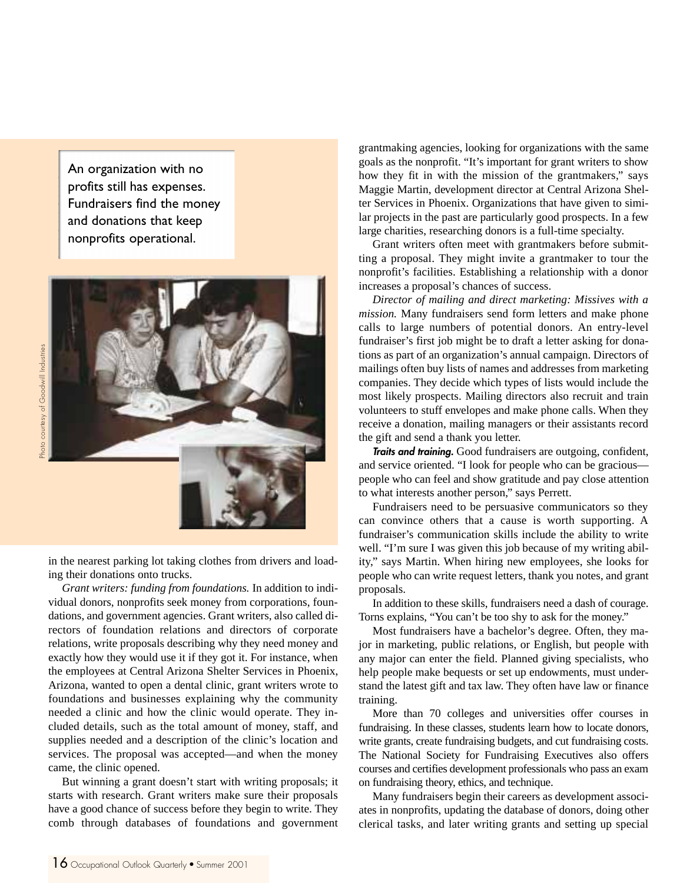An organization with no profits still has expenses. Fundraisers find the money and donations that keep nonprofits operational.

Photo courtesy of Goodwill Industries

in the nearest parking lot taking clothes from drivers and loading their donations onto trucks.

*Grant writers: funding from foundations.* In addition to individual donors, nonprofits seek money from corporations, foundations, and government agencies. Grant writers, also called directors of foundation relations and directors of corporate relations, write proposals describing why they need money and exactly how they would use it if they got it. For instance, when the employees at Central Arizona Shelter Services in Phoenix, Arizona, wanted to open a dental clinic, grant writers wrote to foundations and businesses explaining why the community needed a clinic and how the clinic would operate. They included details, such as the total amount of money, staff, and supplies needed and a description of the clinic's location and services. The proposal was accepted—and when the money came, the clinic opened.

But winning a grant doesn't start with writing proposals; it starts with research. Grant writers make sure their proposals have a good chance of success before they begin to write. They comb through databases of foundations and government grantmaking agencies, looking for organizations with the same goals as the nonprofit. "It's important for grant writers to show how they fit in with the mission of the grantmakers," says Maggie Martin, development director at Central Arizona Shelter Services in Phoenix. Organizations that have given to similar projects in the past are particularly good prospects. In a few large charities, researching donors is a full-time specialty.

Grant writers often meet with grantmakers before submitting a proposal. They might invite a grantmaker to tour the nonprofit's facilities. Establishing a relationship with a donor increases a proposal's chances of success.

*Director of mailing and direct marketing: Missives with a mission.* Many fundraisers send form letters and make phone calls to large numbers of potential donors. An entry-level fundraiser's first job might be to draft a letter asking for donations as part of an organization's annual campaign. Directors of mailings often buy lists of names and addresses from marketing companies. They decide which types of lists would include the most likely prospects. Mailing directors also recruit and train volunteers to stuff envelopes and make phone calls. When they receive a donation, mailing managers or their assistants record the gift and send a thank you letter.

***Traits and training.*** Good fundraisers are outgoing, confident, and service oriented. "I look for people who can be gracious—people who can feel and show gratitude and pay close attention to what interests another person," says Perrett.

Fundraisers need to be persuasive communicators so they can convince others that a cause is worth supporting. A fundraiser's communication skills include the ability to write well. "I'm sure I was given this job because of my writing ability," says Martin. When hiring new employees, she looks for people who can write request letters, thank you notes, and grant proposals.

In addition to these skills, fundraisers need a dash of courage. Torns explains, "You can't be too shy to ask for the money."

Most fundraisers have a bachelor's degree. Often, they major in marketing, public relations, or English, but people with any major can enter the field. Planned giving specialists, who help people make bequests or set up endowments, must understand the latest gift and tax law. They often have law or finance training.

More than 70 colleges and universities offer courses in fundraising. In these classes, students learn how to locate donors, write grants, create fundraising budgets, and cut fundraising costs. The National Society for Fundraising Executives also offers courses and certifies development professionals who pass an exam on fundraising theory, ethics, and technique.

Many fundraisers begin their careers as development associates in nonprofits, updating the database of donors, doing other clerical tasks, and later writing grants and setting up special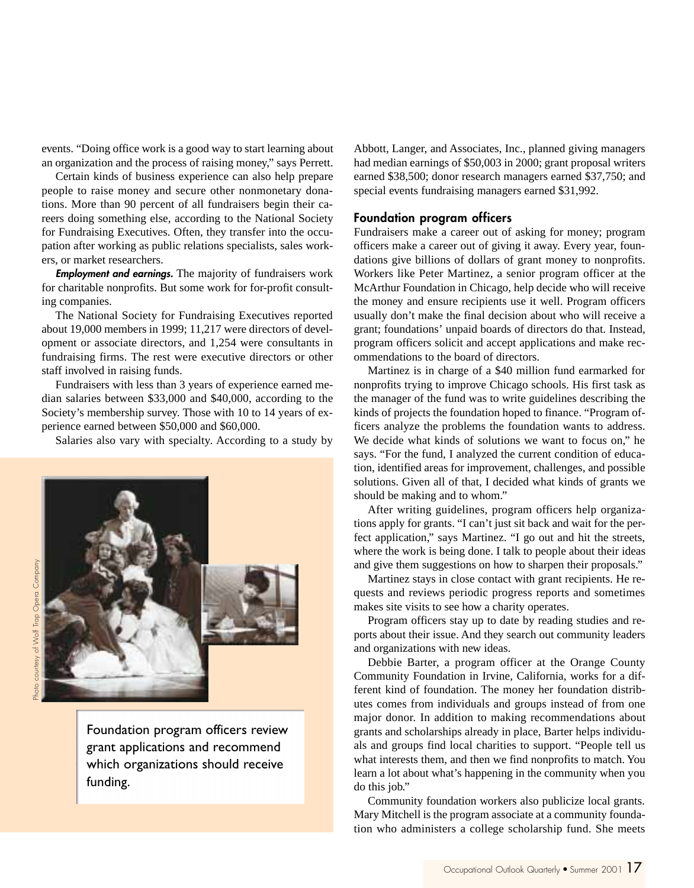events. "Doing office work is a good way to start learning about an organization and the process of raising money," says Perrett.

Certain kinds of business experience can also help prepare people to raise money and secure other nonmonetary donations. More than 90 percent of all fundraisers begin their careers doing something else, according to the National Society for Fundraising Executives. Often, they transfer into the occupation after working as public relations specialists, sales workers, or market researchers.

***Employment and earnings.*** The majority of fundraisers work for charitable nonprofits. But some work for for-profit consulting companies.

The National Society for Fundraising Executives reported about 19,000 members in 1999; 11,217 were directors of development or associate directors, and 1,254 were consultants in fundraising firms. The rest were executive directors or other staff involved in raising funds.

Fundraisers with less than 3 years of experience earned median salaries between $33,000 and $40,000, according to the Society's membership survey. Those with 10 to 14 years of experience earned between $50,000 and $60,000.

Salaries also vary with specialty. According to a study by Abbott, Langer, and Associates, Inc., planned giving managers had median earnings of $50,003 in 2000; grant proposal writers earned $38,500; donor research managers earned $37,750; and special events fundraising managers earned $31,992.

Photo courtesy of Wolf Trap Opera Company

Foundation program officers review grant applications and recommend which organizations should receive funding.

### Foundation program officers

Fundraisers make a career out of asking for money; program officers make a career out of giving it away. Every year, foundations give billions of dollars of grant money to nonprofits. Workers like Peter Martinez, a senior program officer at the McArthur Foundation in Chicago, help decide who will receive the money and ensure recipients use it well. Program officers usually don't make the final decision about who will receive a grant; foundations' unpaid boards of directors do that. Instead, program officers solicit and accept applications and make recommendations to the board of directors.

Martinez is in charge of a $40 million fund earmarked for nonprofits trying to improve Chicago schools. His first task as the manager of the fund was to write guidelines describing the kinds of projects the foundation hoped to finance. "Program officers analyze the problems the foundation wants to address. We decide what kinds of solutions we want to focus on," he says. "For the fund, I analyzed the current condition of education, identified areas for improvement, challenges, and possible solutions. Given all of that, I decided what kinds of grants we should be making and to whom."

After writing guidelines, program officers help organizations apply for grants. "I can't just sit back and wait for the perfect application," says Martinez. "I go out and hit the streets, where the work is being done. I talk to people about their ideas and give them suggestions on how to sharpen their proposals."

Martinez stays in close contact with grant recipients. He requests and reviews periodic progress reports and sometimes makes site visits to see how a charity operates.

Program officers stay up to date by reading studies and reports about their issue. And they search out community leaders and organizations with new ideas.

Debbie Barter, a program officer at the Orange County Community Foundation in Irvine, California, works for a different kind of foundation. The money her foundation distributes comes from individuals and groups instead of from one major donor. In addition to making recommendations about grants and scholarships already in place, Barter helps individuals and groups find local charities to support. "People tell us what interests them, and then we find nonprofits to match. You learn a lot about what's happening in the community when you do this job."

Community foundation workers also publicize local grants. Mary Mitchell is the program associate at a community foundation who administers a college scholarship fund. She meets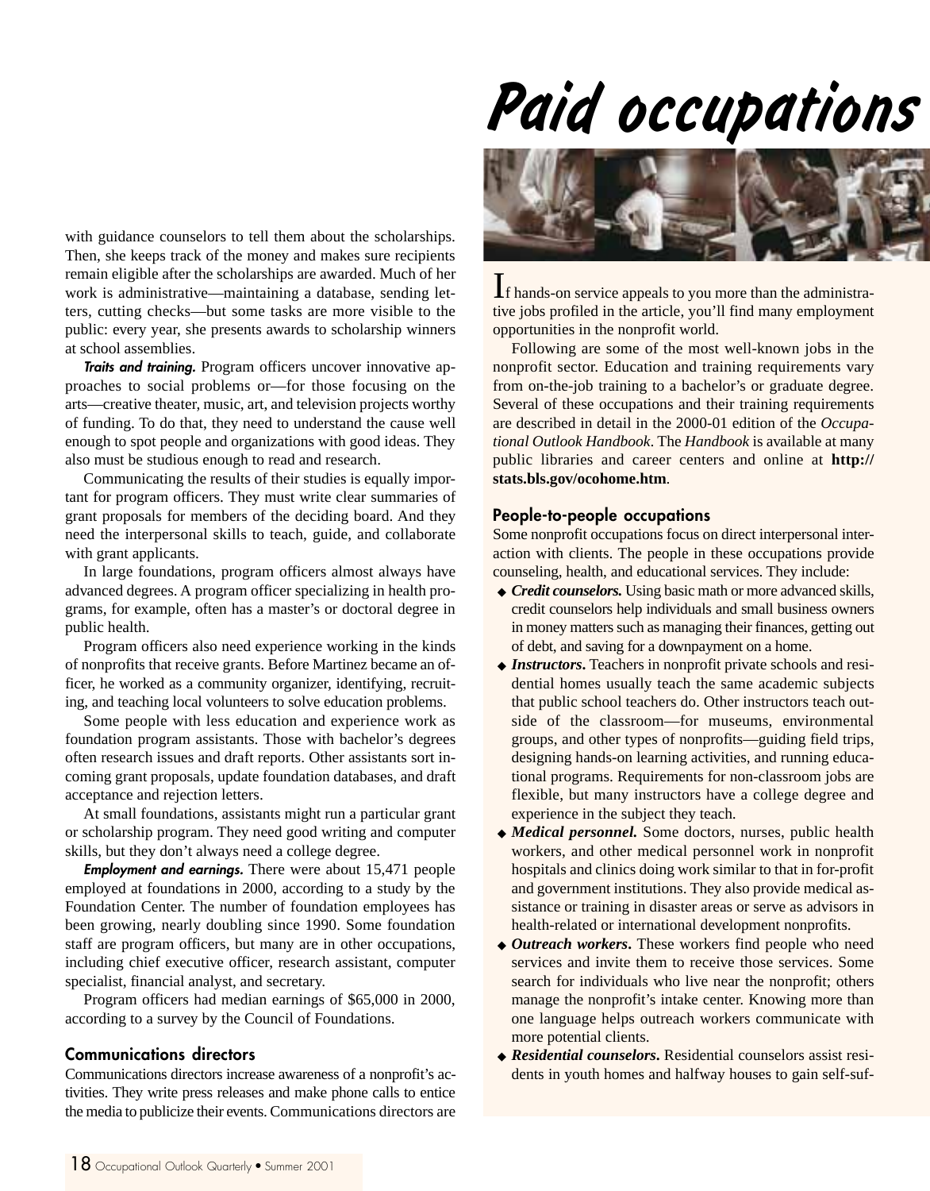with guidance counselors to tell them about the scholarships. Then, she keeps track of the money and makes sure recipients remain eligible after the scholarships are awarded. Much of her work is administrative—maintaining a database, sending letters, cutting checks—but some tasks are more visible to the public: every year, she presents awards to scholarship winners at school assemblies.

***Traits and training.*** Program officers uncover innovative approaches to social problems or—for those focusing on the arts—creative theater, music, art, and television projects worthy of funding. To do that, they need to understand the cause well enough to spot people and organizations with good ideas. They also must be studious enough to read and research.

Communicating the results of their studies is equally important for program officers. They must write clear summaries of grant proposals for members of the deciding board. And they need the interpersonal skills to teach, guide, and collaborate with grant applicants.

In large foundations, program officers almost always have advanced degrees. A program officer specializing in health programs, for example, often has a master's or doctoral degree in public health.

Program officers also need experience working in the kinds of nonprofits that receive grants. Before Martinez became an officer, he worked as a community organizer, identifying, recruiting, and teaching local volunteers to solve education problems.

Some people with less education and experience work as foundation program assistants. Those with bachelor's degrees often research issues and draft reports. Other assistants sort incoming grant proposals, update foundation databases, and draft acceptance and rejection letters.

At small foundations, assistants might run a particular grant or scholarship program. They need good writing and computer skills, but they don't always need a college degree.

***Employment and earnings.*** There were about 15,471 people employed at foundations in 2000, according to a study by the Foundation Center. The number of foundation employees has been growing, nearly doubling since 1990. Some foundation staff are program officers, but many are in other occupations, including chief executive officer, research assistant, computer specialist, financial analyst, and secretary.

Program officers had median earnings of $65,000 in 2000, according to a survey by the Council of Foundations.

### Communications directors

Communications directors increase awareness of a nonprofit's activities. They write press releases and make phone calls to entice the media to publicize their events. Communications directors are

# Paid occupations

If hands-on service appeals to you more than the administrative jobs profiled in the article, you'll find many employment opportunities in the nonprofit world.

Following are some of the most well-known jobs in the nonprofit sector. Education and training requirements vary from on-the-job training to a bachelor's or graduate degree. Several of these occupations and their training requirements are described in detail in the 2000-01 edition of the *Occupational Outlook Handbook*. The *Handbook* is available at many public libraries and career centers and online at **http://stats.bls.gov/ocohome.htm**.

### People-to-people occupations

Some nonprofit occupations focus on direct interpersonal interaction with clients. The people in these occupations provide counseling, health, and educational services. They include:

- ***Credit counselors.*** Using basic math or more advanced skills, credit counselors help individuals and small business owners in money matters such as managing their finances, getting out of debt, and saving for a downpayment on a home.
- ***Instructors.*** Teachers in nonprofit private schools and residential homes usually teach the same academic subjects that public school teachers do. Other instructors teach outside of the classroom—for museums, environmental groups, and other types of nonprofits—guiding field trips, designing hands-on learning activities, and running educational programs. Requirements for non-classroom jobs are flexible, but many instructors have a college degree and experience in the subject they teach.
- ***Medical personnel.*** Some doctors, nurses, public health workers, and other medical personnel work in nonprofit hospitals and clinics doing work similar to that in for-profit and government institutions. They also provide medical assistance or training in disaster areas or serve as advisors in health-related or international development nonprofits.
- ***Outreach workers.*** These workers find people who need services and invite them to receive those services. Some search for individuals who live near the nonprofit; others manage the nonprofit's intake center. Knowing more than one language helps outreach workers communicate with more potential clients.
- ***Residential counselors.*** Residential counselors assist residents in youth homes and halfway houses to gain self-suf-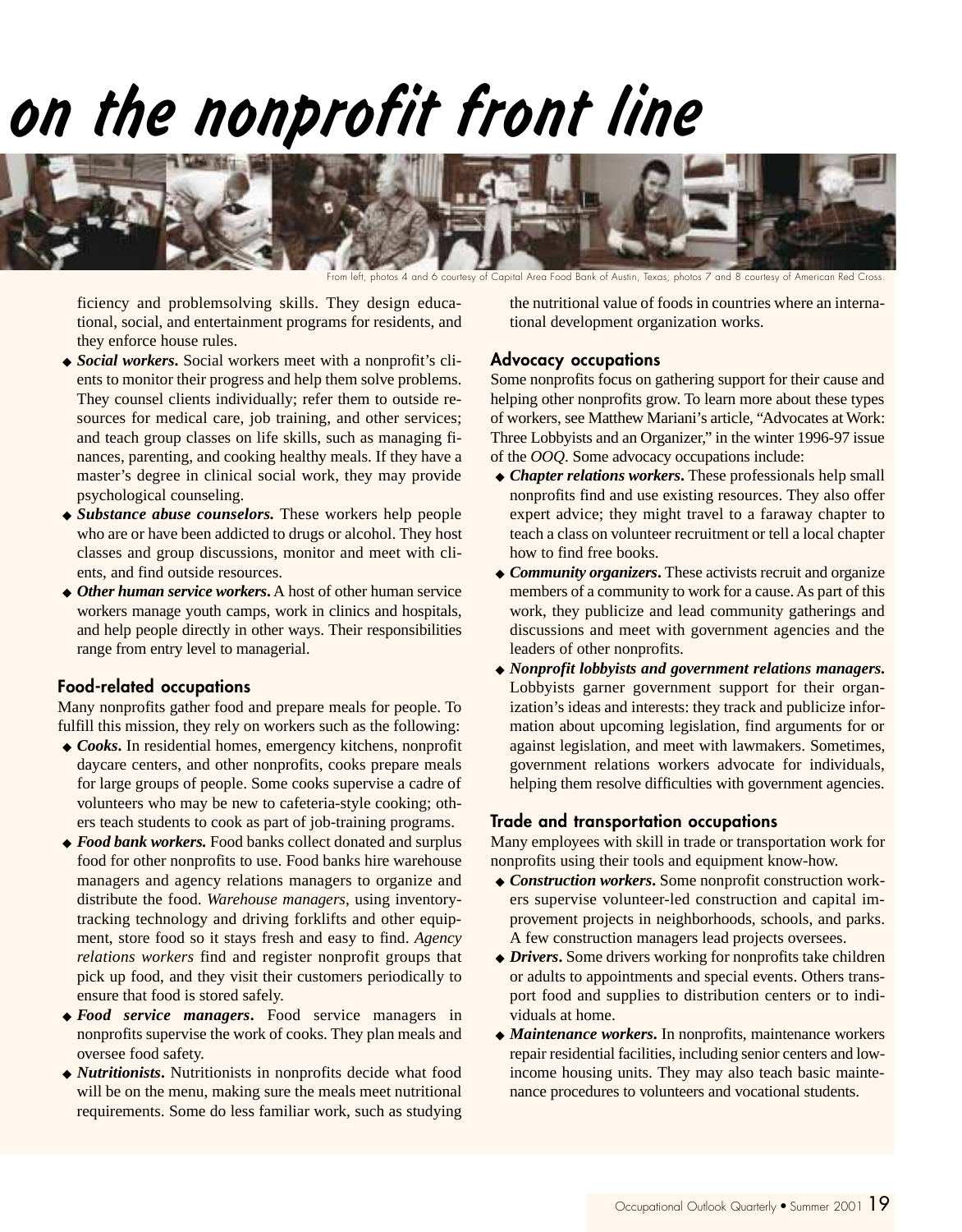# on the nonprofit front line

From left, photos 4 and 6 courtesy of Capital Area Food Bank of Austin, Texas; photos 7 and 8 courtesy of American Red Cross.

ficiency and problemsolving skills. They design educational, social, and entertainment programs for residents, and they enforce house rules.

- ***Social workers.*** Social workers meet with a nonprofit's clients to monitor their progress and help them solve problems. They counsel clients individually; refer them to outside resources for medical care, job training, and other services; and teach group classes on life skills, such as managing finances, parenting, and cooking healthy meals. If they have a master's degree in clinical social work, they may provide psychological counseling.
- ***Substance abuse counselors.*** These workers help people who are or have been addicted to drugs or alcohol. They host classes and group discussions, monitor and meet with clients, and find outside resources.
- ***Other human service workers.*** A host of other human service workers manage youth camps, work in clinics and hospitals, and help people directly in other ways. Their responsibilities range from entry level to managerial.

### Food-related occupations

Many nonprofits gather food and prepare meals for people. To fulfill this mission, they rely on workers such as the following:

- ***Cooks.*** In residential homes, emergency kitchens, nonprofit daycare centers, and other nonprofits, cooks prepare meals for large groups of people. Some cooks supervise a cadre of volunteers who may be new to cafeteria-style cooking; others teach students to cook as part of job-training programs.
- ***Food bank workers.*** Food banks collect donated and surplus food for other nonprofits to use. Food banks hire warehouse managers and agency relations managers to organize and distribute the food. *Warehouse managers*, using inventory-tracking technology and driving forklifts and other equipment, store food so it stays fresh and easy to find. *Agency relations workers* find and register nonprofit groups that pick up food, and they visit their customers periodically to ensure that food is stored safely.
- ***Food service managers.*** Food service managers in nonprofits supervise the work of cooks. They plan meals and oversee food safety.
- ***Nutritionists.*** Nutritionists in nonprofits decide what food will be on the menu, making sure the meals meet nutritional requirements. Some do less familiar work, such as studying the nutritional value of foods in countries where an international development organization works.

### Advocacy occupations

Some nonprofits focus on gathering support for their cause and helping other nonprofits grow. To learn more about these types of workers, see Matthew Mariani's article, "Advocates at Work: Three Lobbyists and an Organizer," in the winter 1996-97 issue of the *OOQ*. Some advocacy occupations include:

- ***Chapter relations workers.*** These professionals help small nonprofits find and use existing resources. They also offer expert advice; they might travel to a faraway chapter to teach a class on volunteer recruitment or tell a local chapter how to find free books.
- ***Community organizers.*** These activists recruit and organize members of a community to work for a cause. As part of this work, they publicize and lead community gatherings and discussions and meet with government agencies and the leaders of other nonprofits.
- ***Nonprofit lobbyists and government relations managers.*** Lobbyists garner government support for their organization's ideas and interests: they track and publicize information about upcoming legislation, find arguments for or against legislation, and meet with lawmakers. Sometimes, government relations workers advocate for individuals, helping them resolve difficulties with government agencies.

### Trade and transportation occupations

Many employees with skill in trade or transportation work for nonprofits using their tools and equipment know-how.

- ***Construction workers.*** Some nonprofit construction workers supervise volunteer-led construction and capital improvement projects in neighborhoods, schools, and parks. A few construction managers lead projects oversees.
- ***Drivers.*** Some drivers working for nonprofits take children or adults to appointments and special events. Others transport food and supplies to distribution centers or to individuals at home.
- ***Maintenance workers.*** In nonprofits, maintenance workers repair residential facilities, including senior centers and low-income housing units. They may also teach basic maintenance procedures to volunteers and vocational students.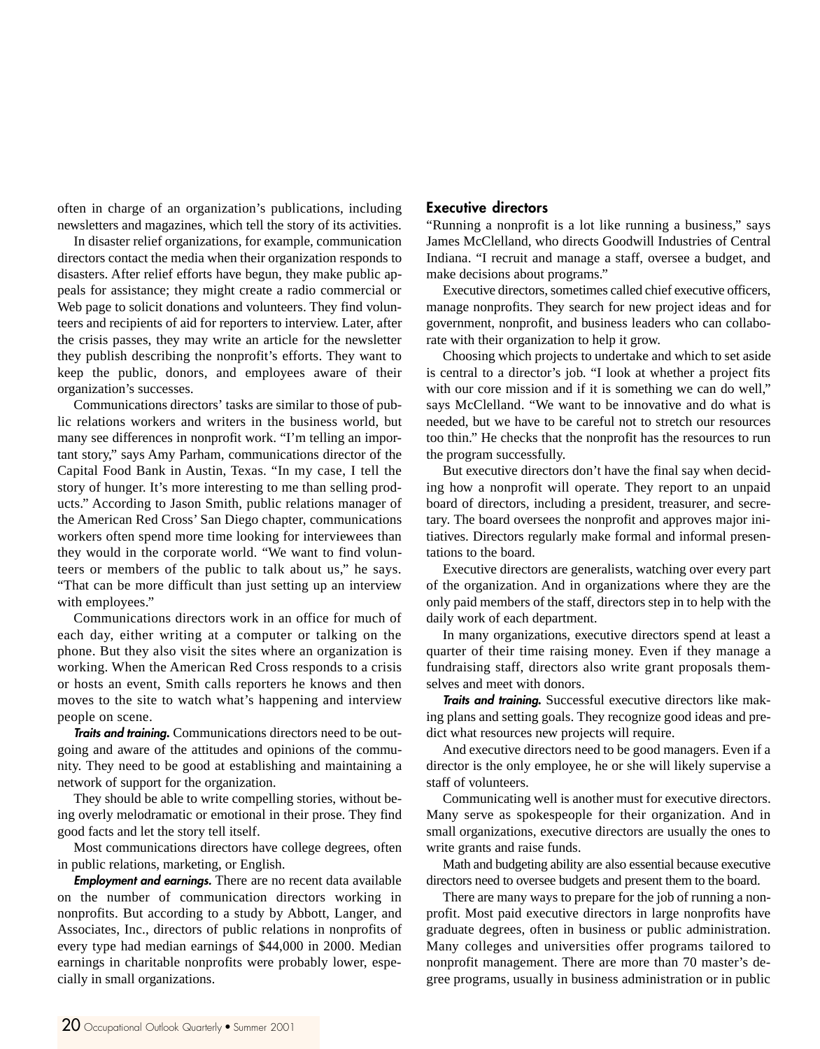often in charge of an organization's publications, including newsletters and magazines, which tell the story of its activities.

In disaster relief organizations, for example, communication directors contact the media when their organization responds to disasters. After relief efforts have begun, they make public appeals for assistance; they might create a radio commercial or Web page to solicit donations and volunteers. They find volunteers and recipients of aid for reporters to interview. Later, after the crisis passes, they may write an article for the newsletter they publish describing the nonprofit's efforts. They want to keep the public, donors, and employees aware of their organization's successes.

Communications directors' tasks are similar to those of public relations workers and writers in the business world, but many see differences in nonprofit work. "I'm telling an important story," says Amy Parham, communications director of the Capital Food Bank in Austin, Texas. "In my case, I tell the story of hunger. It's more interesting to me than selling products." According to Jason Smith, public relations manager of the American Red Cross' San Diego chapter, communications workers often spend more time looking for interviewees than they would in the corporate world. "We want to find volunteers or members of the public to talk about us," he says. "That can be more difficult than just setting up an interview with employees."

Communications directors work in an office for much of each day, either writing at a computer or talking on the phone. But they also visit the sites where an organization is working. When the American Red Cross responds to a crisis or hosts an event, Smith calls reporters he knows and then moves to the site to watch what's happening and interview people on scene.

***Traits and training.*** Communications directors need to be outgoing and aware of the attitudes and opinions of the community. They need to be good at establishing and maintaining a network of support for the organization.

They should be able to write compelling stories, without being overly melodramatic or emotional in their prose. They find good facts and let the story tell itself.

Most communications directors have college degrees, often in public relations, marketing, or English.

***Employment and earnings.*** There are no recent data available on the number of communication directors working in nonprofits. But according to a study by Abbott, Langer, and Associates, Inc., directors of public relations in nonprofits of every type had median earnings of $44,000 in 2000. Median earnings in charitable nonprofits were probably lower, especially in small organizations.

## Executive directors

"Running a nonprofit is a lot like running a business," says James McClelland, who directs Goodwill Industries of Central Indiana. "I recruit and manage a staff, oversee a budget, and make decisions about programs."

Executive directors, sometimes called chief executive officers, manage nonprofits. They search for new project ideas and for government, nonprofit, and business leaders who can collaborate with their organization to help it grow.

Choosing which projects to undertake and which to set aside is central to a director's job. "I look at whether a project fits with our core mission and if it is something we can do well," says McClelland. "We want to be innovative and do what is needed, but we have to be careful not to stretch our resources too thin." He checks that the nonprofit has the resources to run the program successfully.

But executive directors don't have the final say when deciding how a nonprofit will operate. They report to an unpaid board of directors, including a president, treasurer, and secretary. The board oversees the nonprofit and approves major initiatives. Directors regularly make formal and informal presentations to the board.

Executive directors are generalists, watching over every part of the organization. And in organizations where they are the only paid members of the staff, directors step in to help with the daily work of each department.

In many organizations, executive directors spend at least a quarter of their time raising money. Even if they manage a fundraising staff, directors also write grant proposals themselves and meet with donors.

***Traits and training.*** Successful executive directors like making plans and setting goals. They recognize good ideas and predict what resources new projects will require.

And executive directors need to be good managers. Even if a director is the only employee, he or she will likely supervise a staff of volunteers.

Communicating well is another must for executive directors. Many serve as spokespeople for their organization. And in small organizations, executive directors are usually the ones to write grants and raise funds.

Math and budgeting ability are also essential because executive directors need to oversee budgets and present them to the board.

There are many ways to prepare for the job of running a nonprofit. Most paid executive directors in large nonprofits have graduate degrees, often in business or public administration. Many colleges and universities offer programs tailored to nonprofit management. There are more than 70 master's degree programs, usually in business administration or in public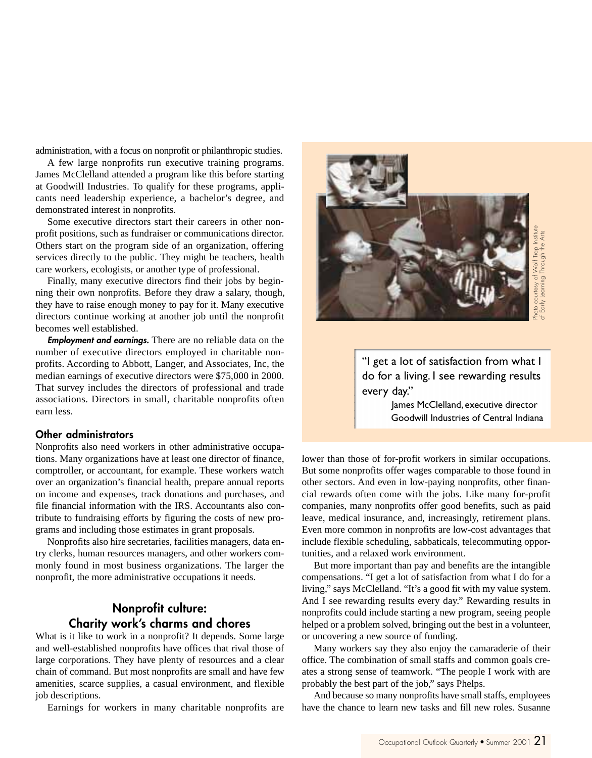administration, with a focus on nonprofit or philanthropic studies.

A few large nonprofits run executive training programs. James McClelland attended a program like this before starting at Goodwill Industries. To qualify for these programs, applicants need leadership experience, a bachelor's degree, and demonstrated interest in nonprofits.

Some executive directors start their careers in other nonprofit positions, such as fundraiser or communications director. Others start on the program side of an organization, offering services directly to the public. They might be teachers, health care workers, ecologists, or another type of professional.

Finally, many executive directors find their jobs by beginning their own nonprofits. Before they draw a salary, though, they have to raise enough money to pay for it. Many executive directors continue working at another job until the nonprofit becomes well established.

***Employment and earnings.*** There are no reliable data on the number of executive directors employed in charitable nonprofits. According to Abbott, Langer, and Associates, Inc, the median earnings of executive directors were $75,000 in 2000. That survey includes the directors of professional and trade associations. Directors in small, charitable nonprofits often earn less.

### Other administrators

Nonprofits also need workers in other administrative occupations. Many organizations have at least one director of finance, comptroller, or accountant, for example. These workers watch over an organization's financial health, prepare annual reports on income and expenses, track donations and purchases, and file financial information with the IRS. Accountants also contribute to fundraising efforts by figuring the costs of new programs and including those estimates in grant proposals.

Nonprofits also hire secretaries, facilities managers, data entry clerks, human resources managers, and other workers commonly found in most business organizations. The larger the nonprofit, the more administrative occupations it needs.

## Nonprofit culture: Charity work's charms and chores

What is it like to work in a nonprofit? It depends. Some large and well-established nonprofits have offices that rival those of large corporations. They have plenty of resources and a clear chain of command. But most nonprofits are small and have few amenities, scarce supplies, a casual environment, and flexible job descriptions.

Earnings for workers in many charitable nonprofits are lower than those of for-profit workers in similar occupations. But some nonprofits offer wages comparable to those found in other sectors. And even in low-paying nonprofits, other financial rewards often come with the jobs. Like many for-profit companies, many nonprofits offer good benefits, such as paid leave, medical insurance, and, increasingly, retirement plans. Even more common in nonprofits are low-cost advantages that include flexible scheduling, sabbaticals, telecommuting opportunities, and a relaxed work environment.

But more important than pay and benefits are the intangible compensations. "I get a lot of satisfaction from what I do for a living," says McClelland. "It's a good fit with my value system. And I see rewarding results every day." Rewarding results in nonprofits could include starting a new program, seeing people helped or a problem solved, bringing out the best in a volunteer, or uncovering a new source of funding.

Many workers say they also enjoy the camaraderie of their office. The combination of small staffs and common goals creates a strong sense of teamwork. "The people I work with are probably the best part of the job," says Phelps.

And because so many nonprofits have small staffs, employees have the chance to learn new tasks and fill new roles. Susanne

Photo courtesy of Wolf Trap Institute of Early Learning Through the Arts

> "I get a lot of satisfaction from what I do for a living. I see rewarding results every day."
>
> James McClelland, executive director
> Goodwill Industries of Central Indiana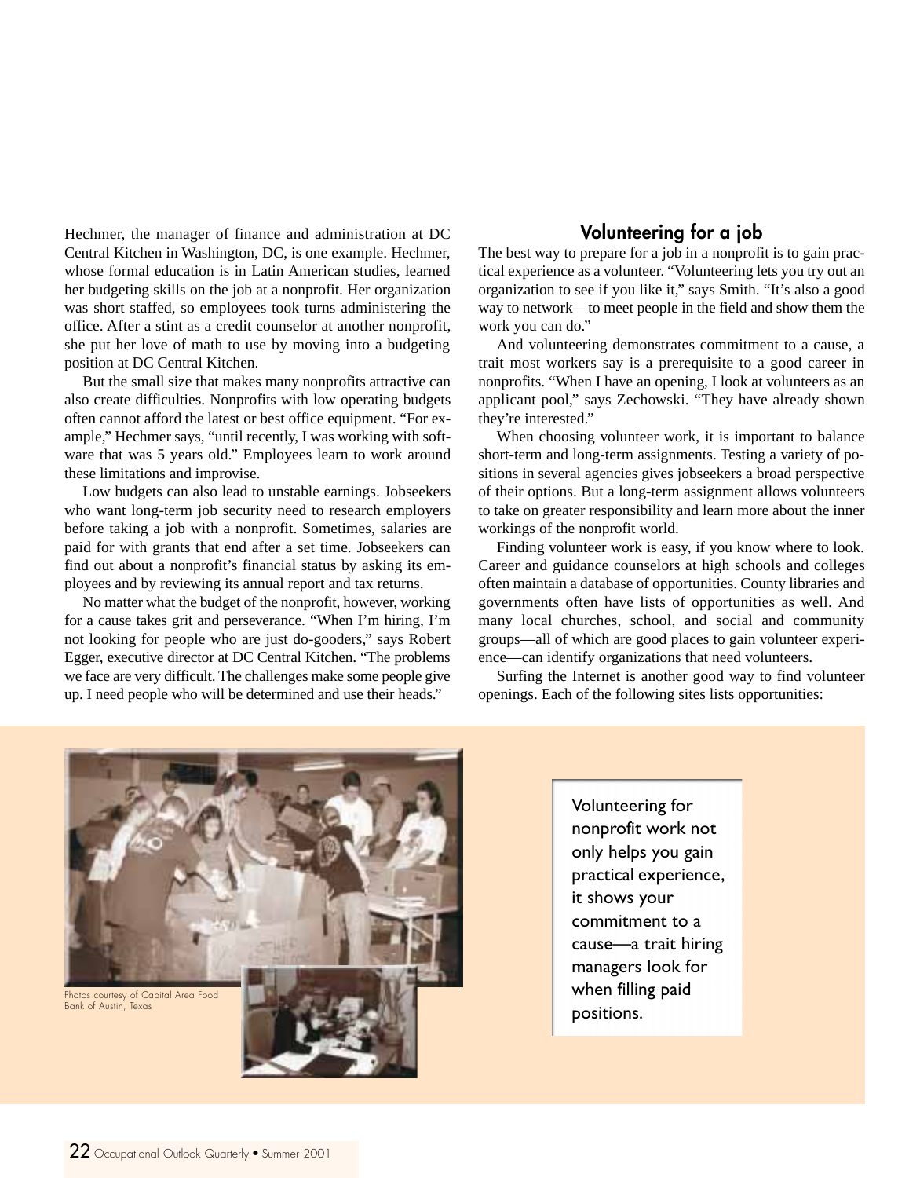Hechmer, the manager of finance and administration at DC Central Kitchen in Washington, DC, is one example. Hechmer, whose formal education is in Latin American studies, learned her budgeting skills on the job at a nonprofit. Her organization was short staffed, so employees took turns administering the office. After a stint as a credit counselor at another nonprofit, she put her love of math to use by moving into a budgeting position at DC Central Kitchen.

But the small size that makes many nonprofits attractive can also create difficulties. Nonprofits with low operating budgets often cannot afford the latest or best office equipment. "For example," Hechmer says, "until recently, I was working with software that was 5 years old." Employees learn to work around these limitations and improvise.

Low budgets can also lead to unstable earnings. Jobseekers who want long-term job security need to research employers before taking a job with a nonprofit. Sometimes, salaries are paid for with grants that end after a set time. Jobseekers can find out about a nonprofit's financial status by asking its employees and by reviewing its annual report and tax returns.

No matter what the budget of the nonprofit, however, working for a cause takes grit and perseverance. "When I'm hiring, I'm not looking for people who are just do-gooders," says Robert Egger, executive director at DC Central Kitchen. "The problems we face are very difficult. The challenges make some people give up. I need people who will be determined and use their heads."

## Volunteering for a job

The best way to prepare for a job in a nonprofit is to gain practical experience as a volunteer. "Volunteering lets you try out an organization to see if you like it," says Smith. "It's also a good way to network—to meet people in the field and show them the work you can do."

And volunteering demonstrates commitment to a cause, a trait most workers say is a prerequisite to a good career in nonprofits. "When I have an opening, I look at volunteers as an applicant pool," says Zechowski. "They have already shown they're interested."

When choosing volunteer work, it is important to balance short-term and long-term assignments. Testing a variety of positions in several agencies gives jobseekers a broad perspective of their options. But a long-term assignment allows volunteers to take on greater responsibility and learn more about the inner workings of the nonprofit world.

Finding volunteer work is easy, if you know where to look. Career and guidance counselors at high schools and colleges often maintain a database of opportunities. County libraries and governments often have lists of opportunities as well. And many local churches, school, and social and community groups—all of which are good places to gain volunteer experience—can identify organizations that need volunteers.

Surfing the Internet is another good way to find volunteer openings. Each of the following sites lists opportunities:

Photos courtesy of Capital Area Food Bank of Austin, Texas

Volunteering for nonprofit work not only helps you gain practical experience, it shows your commitment to a cause—a trait hiring managers look for when filling paid positions.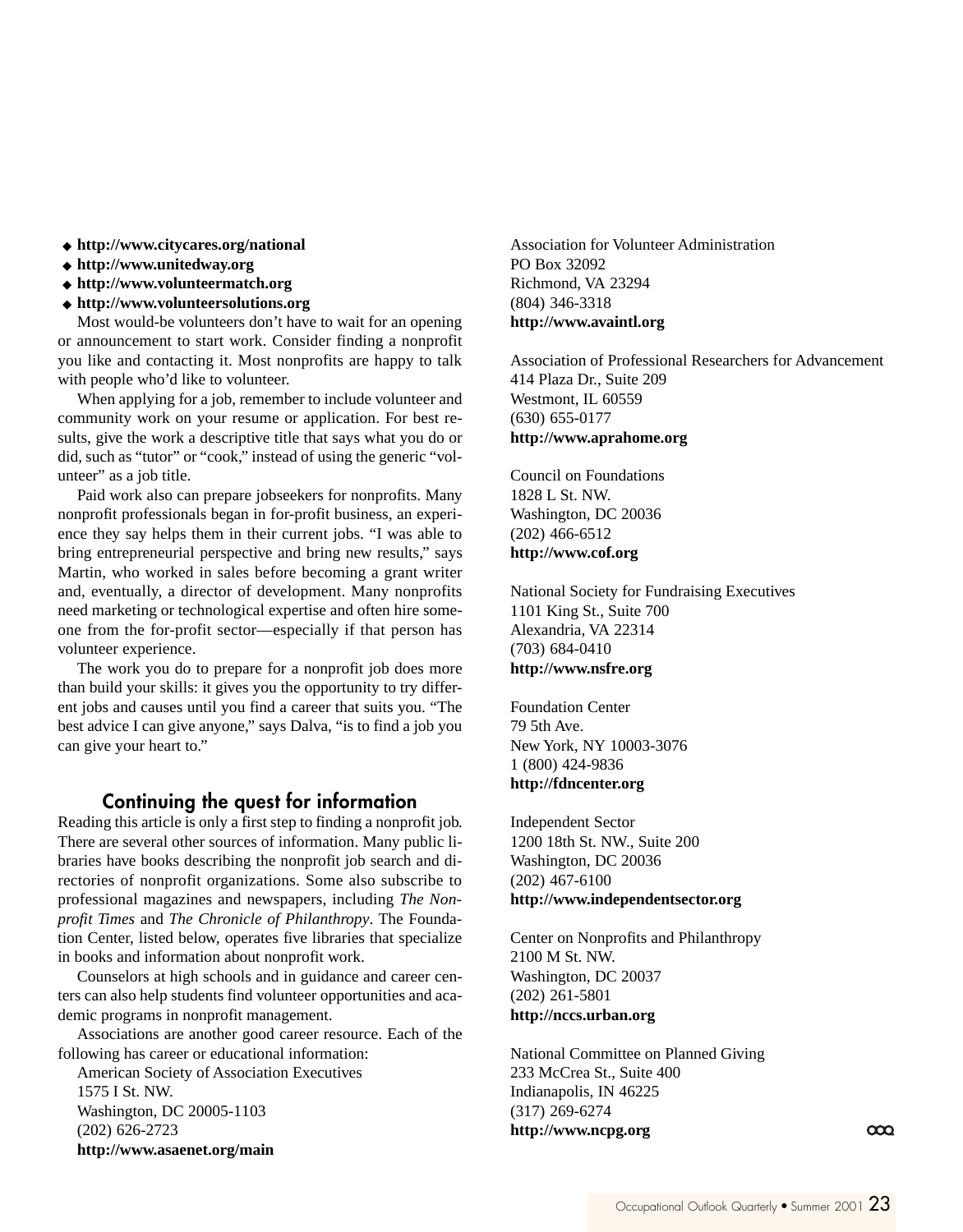- **http://www.citycares.org/national**
- **http://www.unitedway.org**
- **http://www.volunteermatch.org**
- **http://www.volunteersolutions.org**

Most would-be volunteers don't have to wait for an opening or announcement to start work. Consider finding a nonprofit you like and contacting it. Most nonprofits are happy to talk with people who'd like to volunteer.

When applying for a job, remember to include volunteer and community work on your resume or application. For best results, give the work a descriptive title that says what you do or did, such as "tutor" or "cook," instead of using the generic "volunteer" as a job title.

Paid work also can prepare jobseekers for nonprofits. Many nonprofit professionals began in for-profit business, an experience they say helps them in their current jobs. "I was able to bring entrepreneurial perspective and bring new results," says Martin, who worked in sales before becoming a grant writer and, eventually, a director of development. Many nonprofits need marketing or technological expertise and often hire someone from the for-profit sector—especially if that person has volunteer experience.

The work you do to prepare for a nonprofit job does more than build your skills: it gives you the opportunity to try different jobs and causes until you find a career that suits you. "The best advice I can give anyone," says Dalva, "is to find a job you can give your heart to."

## Continuing the quest for information

Reading this article is only a first step to finding a nonprofit job. There are several other sources of information. Many public libraries have books describing the nonprofit job search and directories of nonprofit organizations. Some also subscribe to professional magazines and newspapers, including *The Nonprofit Times* and *The Chronicle of Philanthropy*. The Foundation Center, listed below, operates five libraries that specialize in books and information about nonprofit work.

Counselors at high schools and in guidance and career centers can also help students find volunteer opportunities and academic programs in nonprofit management.

Associations are another good career resource. Each of the following has career or educational information:

American Society of Association Executives
1575 I St. NW.
Washington, DC 20005-1103
(202) 626-2723
**http://www.asaenet.org/main**

Association for Volunteer Administration
PO Box 32092
Richmond, VA 23294
(804) 346-3318
**http://www.avaintl.org**

Association of Professional Researchers for Advancement
414 Plaza Dr., Suite 209
Westmont, IL 60559
(630) 655-0177
**http://www.aprahome.org**

Council on Foundations
1828 L St. NW.
Washington, DC 20036
(202) 466-6512
**http://www.cof.org**

National Society for Fundraising Executives
1101 King St., Suite 700
Alexandria, VA 22314
(703) 684-0410
**http://www.nsfre.org**

Foundation Center
79 5th Ave.
New York, NY 10003-3076
1 (800) 424-9836
**http://fdncenter.org**

Independent Sector
1200 18th St. NW., Suite 200
Washington, DC 20036
(202) 467-6100
**http://www.independentsector.org**

Center on Nonprofits and Philanthropy
2100 M St. NW.
Washington, DC 20037
(202) 261-5801
**http://nccs.urban.org**

National Committee on Planned Giving
233 McCrea St., Suite 400
Indianapolis, IN 46225
(317) 269-6274
**http://www.ncpg.org**